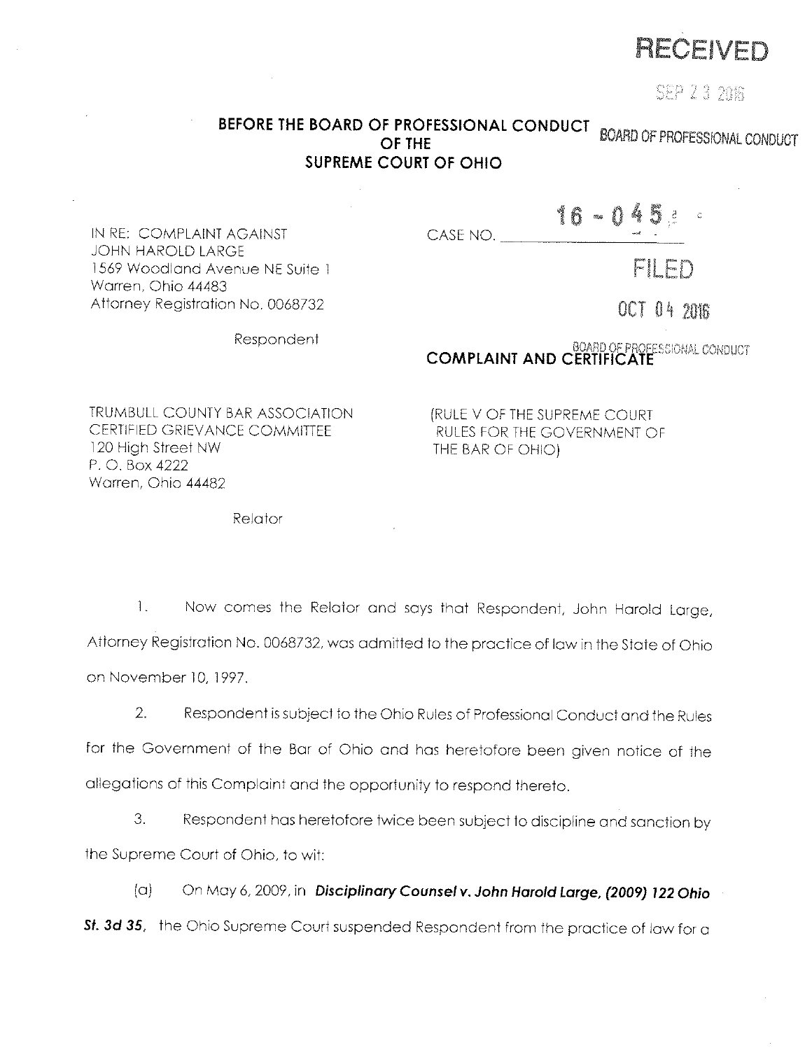RECEIVED

SEP 23 2016

BOARD OF PROFESSIONAL CONDUCT

**BEFORE THE BOARD OF PROFESSIONAL CONDUCT OF THE SUPREME COURT OF OHIO**

IN RE: COMPLAINT AGAINST
JOHN HAROLD LARGE
1569 Woodland Avenue NE Suite 1
Warren, Ohio 44483
Attorney Registration No. 0068732

Respondent

CASE NO. 16 - 045

FILED

OCT 04 2016

BOARD OF PROFESSIONAL CONDUCT

**COMPLAINT AND CERTIFICATE**

TRUMBULL COUNTY BAR ASSOCIATION
CERTIFIED GRIEVANCE COMMITTEE
120 High Street NW
P. O. Box 4222
Warren, Ohio 44482

Relator

(RULE V OF THE SUPREME COURT RULES FOR THE GOVERNMENT OF THE BAR OF OHIO)

1. Now comes the Relator and says that Respondent, John Harold Large, Attorney Registration No. 0068732, was admitted to the practice of law in the State of Ohio on November 10, 1997.

2. Respondent is subject to the Ohio Rules of Professional Conduct and the Rules for the Government of the Bar of Ohio and has heretofore been given notice of the allegations of this Complaint and the opportunity to respond thereto.

3. Respondent has heretofore twice been subject to discipline and sanction by the Supreme Court of Ohio, to wit:

(a) On May 6, 2009, in ***Disciplinary Counsel v. John Harold Large, (2009) 122 Ohio St. 3d 35,*** the Ohio Supreme Court suspended Respondent from the practice of law for a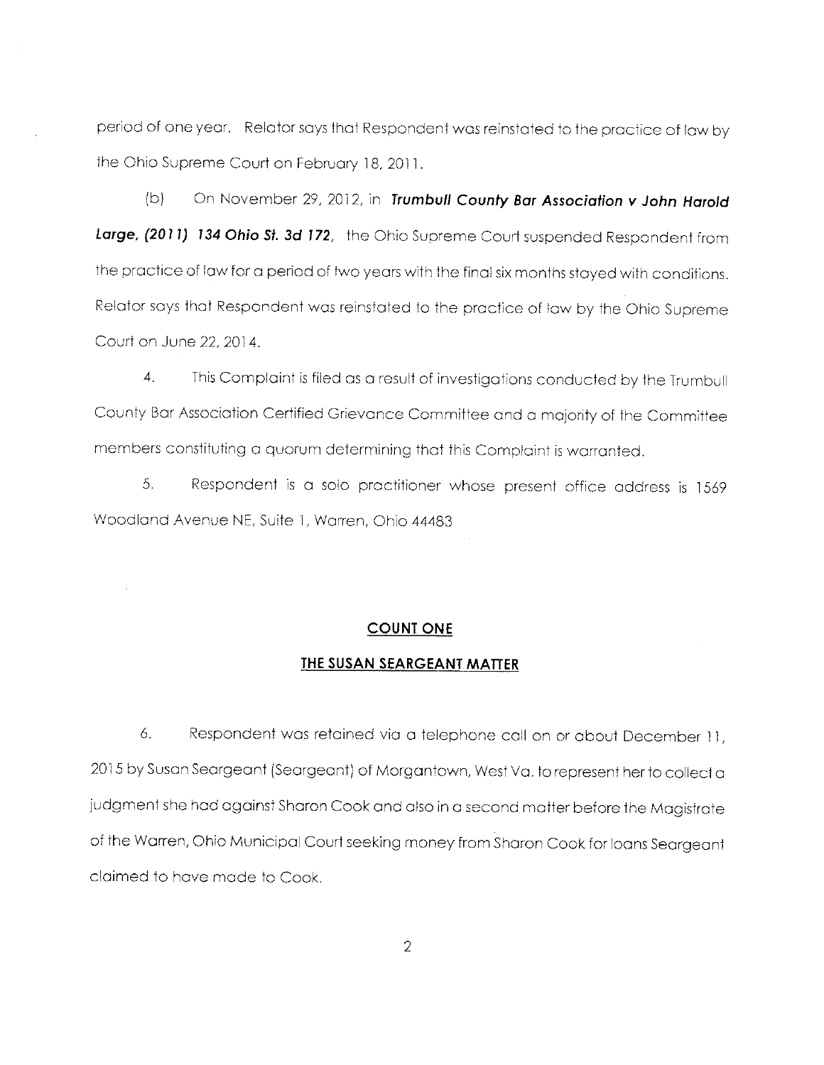period of one year. Relator says that Respondent was reinstated to the practice of law by the Ohio Supreme Court on February 18, 2011.

(b) On November 29, 2012, in ***Trumbull County Bar Association v John Harold Large, (2011) 134 Ohio St. 3d 172***, the Ohio Supreme Court suspended Respondent from the practice of law for a period of two years with the final six months stayed with conditions. Relator says that Respondent was reinstated to the practice of law by the Ohio Supreme Court on June 22, 2014.

4. This Complaint is filed as a result of investigations conducted by the Trumbull County Bar Association Certified Grievance Committee and a majority of the Committee members constituting a quorum determining that this Complaint is warranted.

5. Respondent is a solo practitioner whose present office address is 1569 Woodland Avenue NE, Suite 1, Warren, Ohio 44483

## COUNT ONE

## THE SUSAN SEARGEANT MATTER

6. Respondent was retained via a telephone call on or about December 11, 2015 by Susan Seargeant (Seargeant) of Morgantown, West Va. to represent her to collect a judgment she had against Sharon Cook and also in a second matter before the Magistrate of the Warren, Ohio Municipal Court seeking money from Sharon Cook for loans Seargeant claimed to have made to Cook.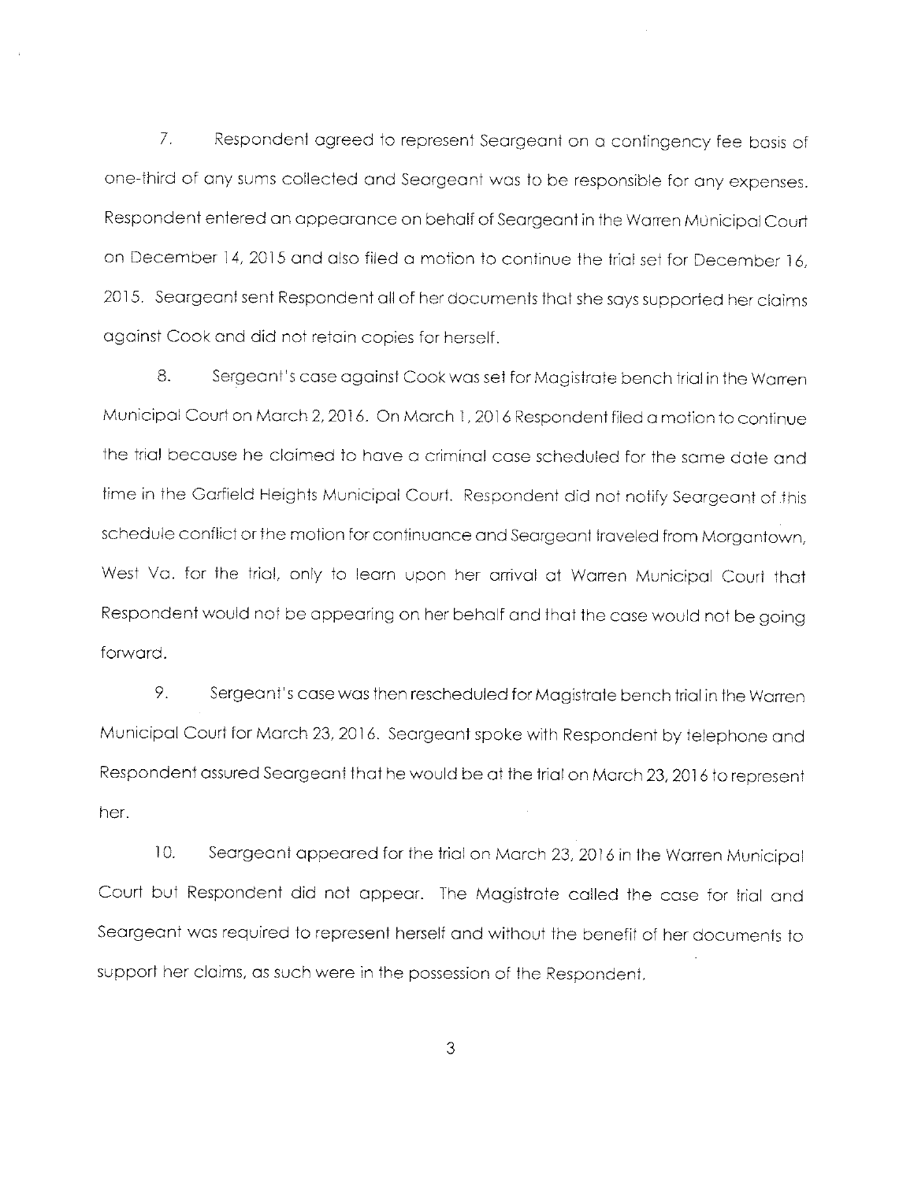7. Respondent agreed to represent Seargeant on a contingency fee basis of one-third of any sums collected and Seargeant was to be responsible for any expenses. Respondent entered an appearance on behalf of Seargeant in the Warren Municipal Court on December 14, 2015 and also filed a motion to continue the trial set for December 16, 2015. Seargeant sent Respondent all of her documents that she says supported her claims against Cook and did not retain copies for herself.

8. Sergeant's case against Cook was set for Magistrate bench trial in the Warren Municipal Court on March 2, 2016. On March 1, 2016 Respondent filed a motion to continue the trial because he claimed to have a criminal case scheduled for the same date and time in the Garfield Heights Municipal Court. Respondent did not notify Seargeant of this schedule conflict or the motion for continuance and Seargeant traveled from Morgantown, West Va. for the trial, only to learn upon her arrival at Warren Municipal Court that Respondent would not be appearing on her behalf and that the case would not be going forward.

9. Sergeant's case was then rescheduled for Magistrate bench trial in the Warren Municipal Court for March 23, 2016. Seargeant spoke with Respondent by telephone and Respondent assured Seargeant that he would be at the trial on March 23, 2016 to represent her.

10. Seargeant appeared for the trial on March 23, 2016 in the Warren Municipal Court but Respondent did not appear. The Magistrate called the case for trial and Seargeant was required to represent herself and without the benefit of her documents to support her claims, as such were in the possession of the Respondent.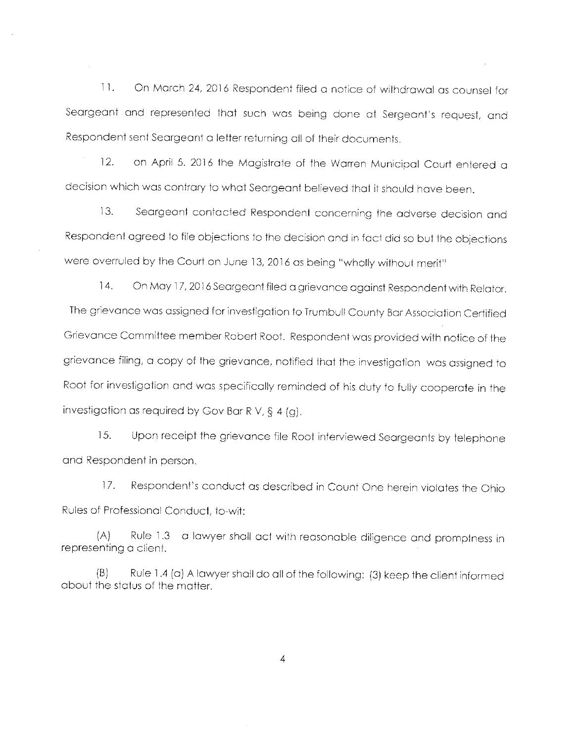11. On March 24, 2016 Respondent filed a notice of withdrawal as counsel for Seargeant and represented that such was being done at Sergeant's request, and Respondent sent Seargeant a letter returning all of their documents.

12. on April 5. 2016 the Magistrate of the Warren Municipal Court entered a decision which was contrary to what Seargeant believed that it should have been.

13. Seargeant contacted Respondent concerning the adverse decision and Respondent agreed to file objections to the decision and in fact did so but the objections were overruled by the Court on June 13, 2016 as being "wholly without merit"

14. On May 17, 2016 Seargeant filed a grievance against Respondent with Relator. The grievance was assigned for investigation to Trumbull County Bar Association Certified Grievance Committee member Robert Root. Respondent was provided with notice of the grievance filing, a copy of the grievance, notified that the investigation was assigned to Root for investigation and was specifically reminded of his duty to fully cooperate in the investigation as required by Gov Bar R V, § 4 (g).

15. Upon receipt the grievance file Root interviewed Seargeants by telephone and Respondent in person.

17. Respondent's conduct as described in Count One herein violates the Ohio Rules of Professional Conduct, to-wit:

(A) Rule 1.3 a lawyer shall act with reasonable diligence and promptness in representing a client.

(B) Rule 1.4 (a) A lawyer shall do all of the following: (3) keep the client informed about the status of the matter.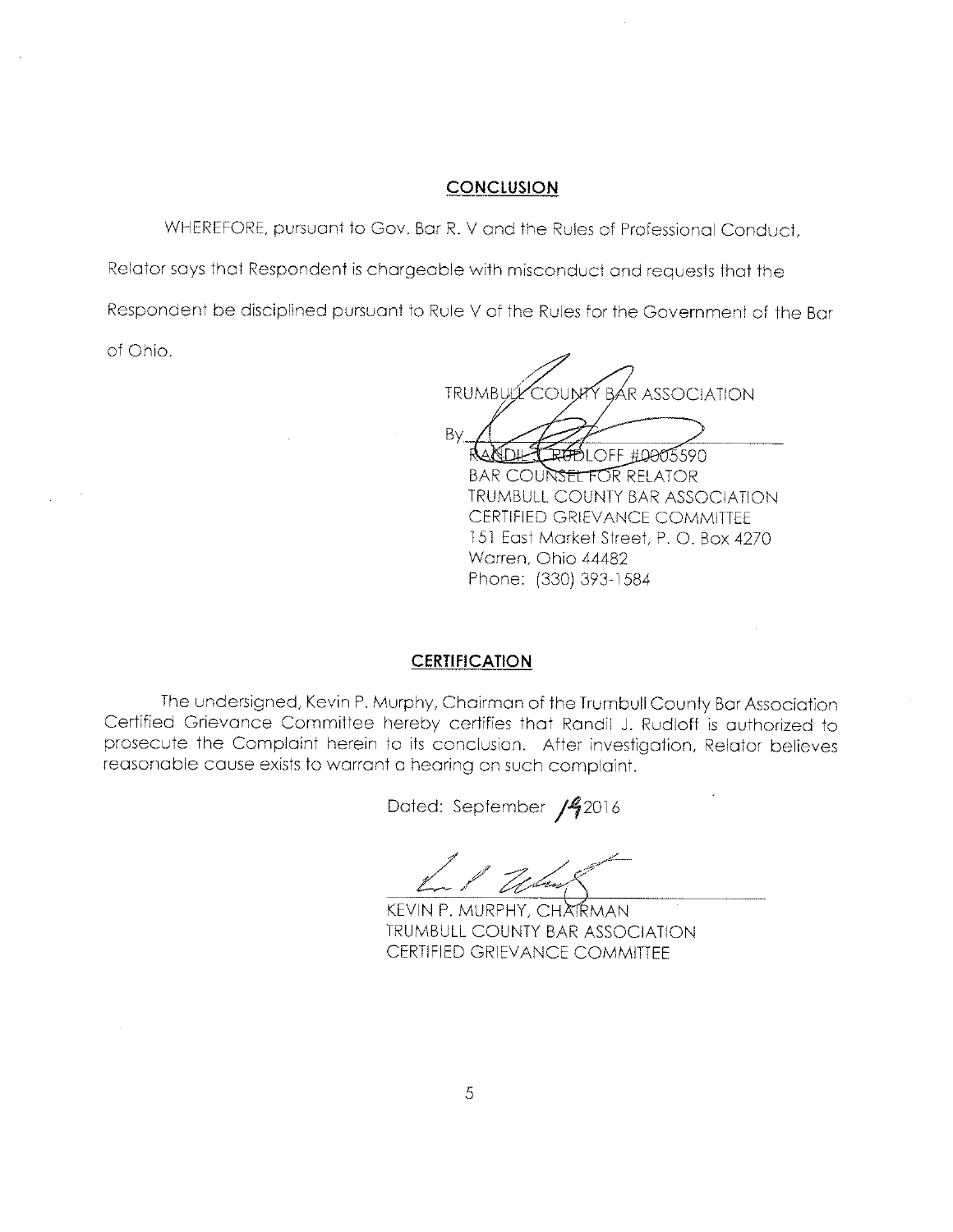## CONCLUSION

WHEREFORE, pursuant to Gov. Bar R. V and the Rules of Professional Conduct, Relator says that Respondent is chargeable with misconduct and requests that the Respondent be disciplined pursuant to Rule V of the Rules for the Government of the Bar of Ohio.

TRUMBULL COUNTY BAR ASSOCIATION

By ______________________________

RANDIL J. RUDLOFF #0005590
BAR COUNSEL FOR RELATOR
TRUMBULL COUNTY BAR ASSOCIATION
CERTIFIED GRIEVANCE COMMITTEE
151 East Market Street, P. O. Box 4270
Warren, Ohio 44482
Phone: (330) 393-1584

## CERTIFICATION

The undersigned, Kevin P. Murphy, Chairman of the Trumbull County Bar Association Certified Grievance Committee hereby certifies that Randil J. Rudloff is authorized to prosecute the Complaint herein to its conclusion. After investigation, Relator believes reasonable cause exists to warrant a hearing on such complaint.

Dated: September 19 2016

______________________________

KEVIN P. MURPHY, CHAIRMAN
TRUMBULL COUNTY BAR ASSOCIATION
CERTIFIED GRIEVANCE COMMITTEE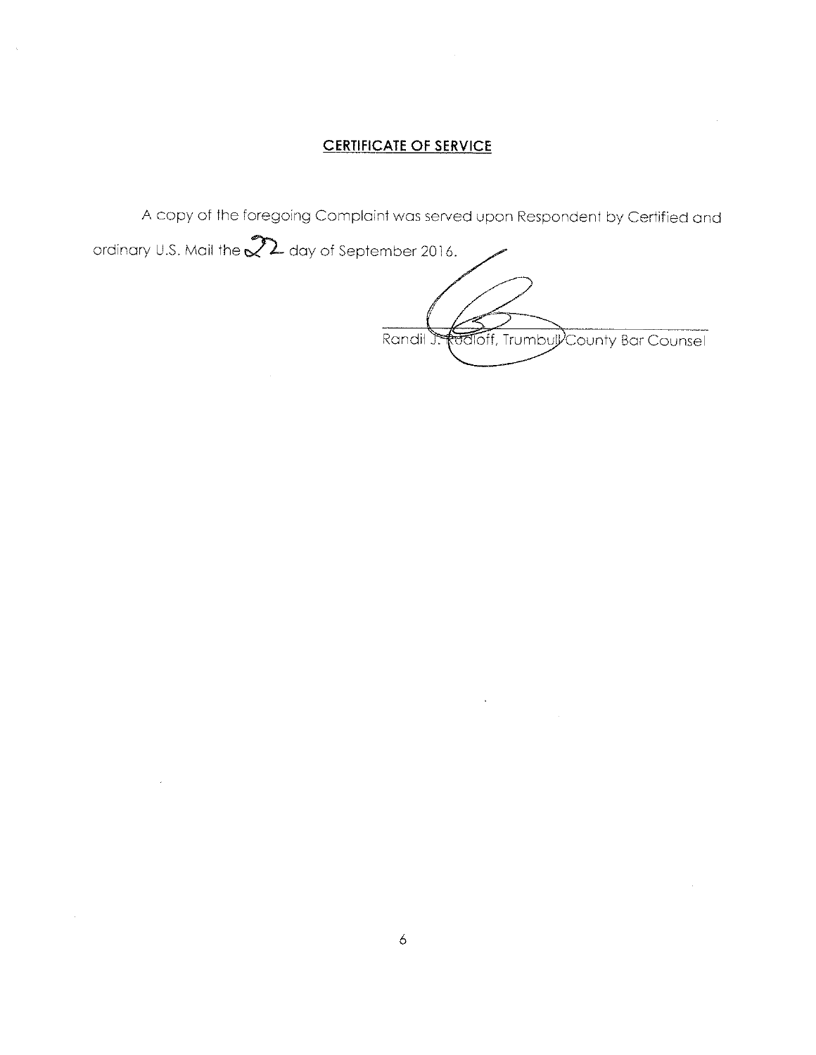## CERTIFICATE OF SERVICE

A copy of the foregoing Complaint was served upon Respondent by Certified and ordinary U.S. Mail the 22 day of September 2016.

Randil J. Rudloff, Trumbull County Bar Counsel